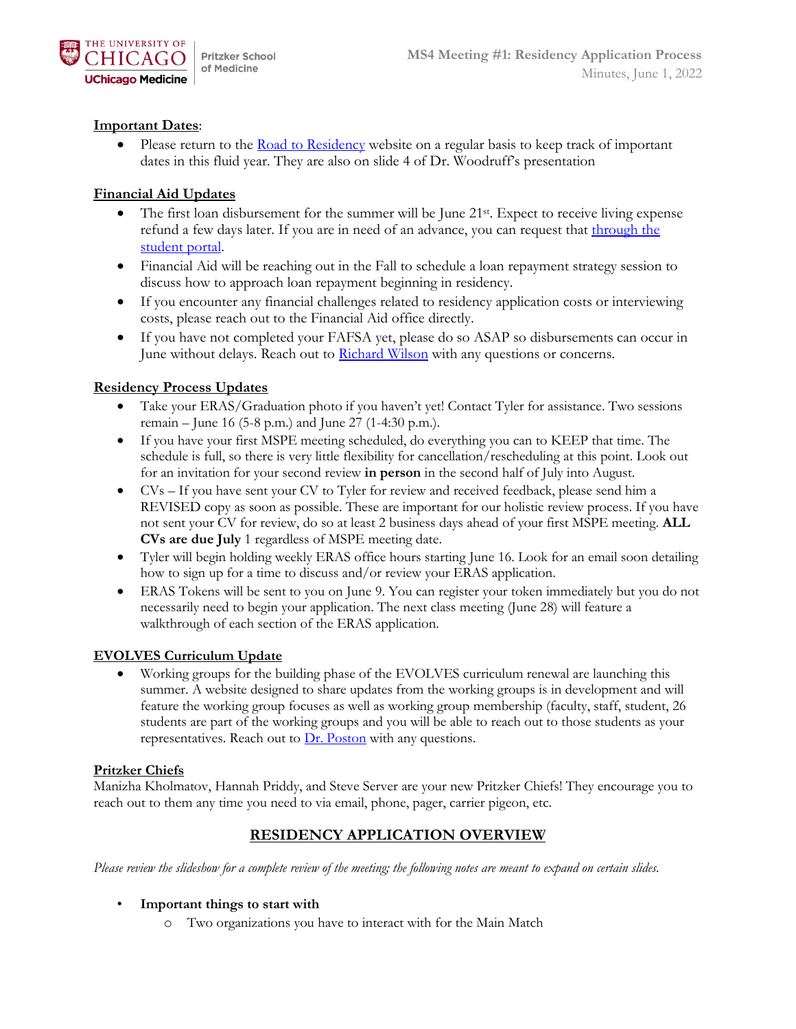# MS4 Meeting #1: Residency Application Process

Minutes, June 1, 2022

**Important Dates**:

- Please return to the Road to Residency website on a regular basis to keep track of important dates in this fluid year. They are also on slide 4 of Dr. Woodruff's presentation

**Financial Aid Updates**

- The first loan disbursement for the summer will be June 21st. Expect to receive living expense refund a few days later. If you are in need of an advance, you can request that through the student portal.
- Financial Aid will be reaching out in the Fall to schedule a loan repayment strategy session to discuss how to approach loan repayment beginning in residency.
- If you encounter any financial challenges related to residency application costs or interviewing costs, please reach out to the Financial Aid office directly.
- If you have not completed your FAFSA yet, please do so ASAP so disbursements can occur in June without delays. Reach out to Richard Wilson with any questions or concerns.

**Residency Process Updates**

- Take your ERAS/Graduation photo if you haven't yet! Contact Tyler for assistance. Two sessions remain – June 16 (5-8 p.m.) and June 27 (1-4:30 p.m.).
- If you have your first MSPE meeting scheduled, do everything you can to KEEP that time. The schedule is full, so there is very little flexibility for cancellation/rescheduling at this point. Look out for an invitation for your second review **in person** in the second half of July into August.
- CVs – If you have sent your CV to Tyler for review and received feedback, please send him a REVISED copy as soon as possible. These are important for our holistic review process. If you have not sent your CV for review, do so at least 2 business days ahead of your first MSPE meeting. **ALL CVs are due July** 1 regardless of MSPE meeting date.
- Tyler will begin holding weekly ERAS office hours starting June 16. Look for an email soon detailing how to sign up for a time to discuss and/or review your ERAS application.
- ERAS Tokens will be sent to you on June 9. You can register your token immediately but you do not necessarily need to begin your application. The next class meeting (June 28) will feature a walkthrough of each section of the ERAS application.

**EVOLVES Curriculum Update**

- Working groups for the building phase of the EVOLVES curriculum renewal are launching this summer. A website designed to share updates from the working groups is in development and will feature the working group focuses as well as working group membership (faculty, staff, student, 26 students are part of the working groups and you will be able to reach out to those students as your representatives. Reach out to Dr. Poston with any questions.

**Pritzker Chiefs**

Manizha Kholmatov, Hannah Priddy, and Steve Server are your new Pritzker Chiefs! They encourage you to reach out to them any time you need to via email, phone, pager, carrier pigeon, etc.

## RESIDENCY APPLICATION OVERVIEW

*Please review the slideshow for a complete review of the meeting; the following notes are meant to expand on certain slides.*

- **Important things to start with**
  - Two organizations you have to interact with for the Main Match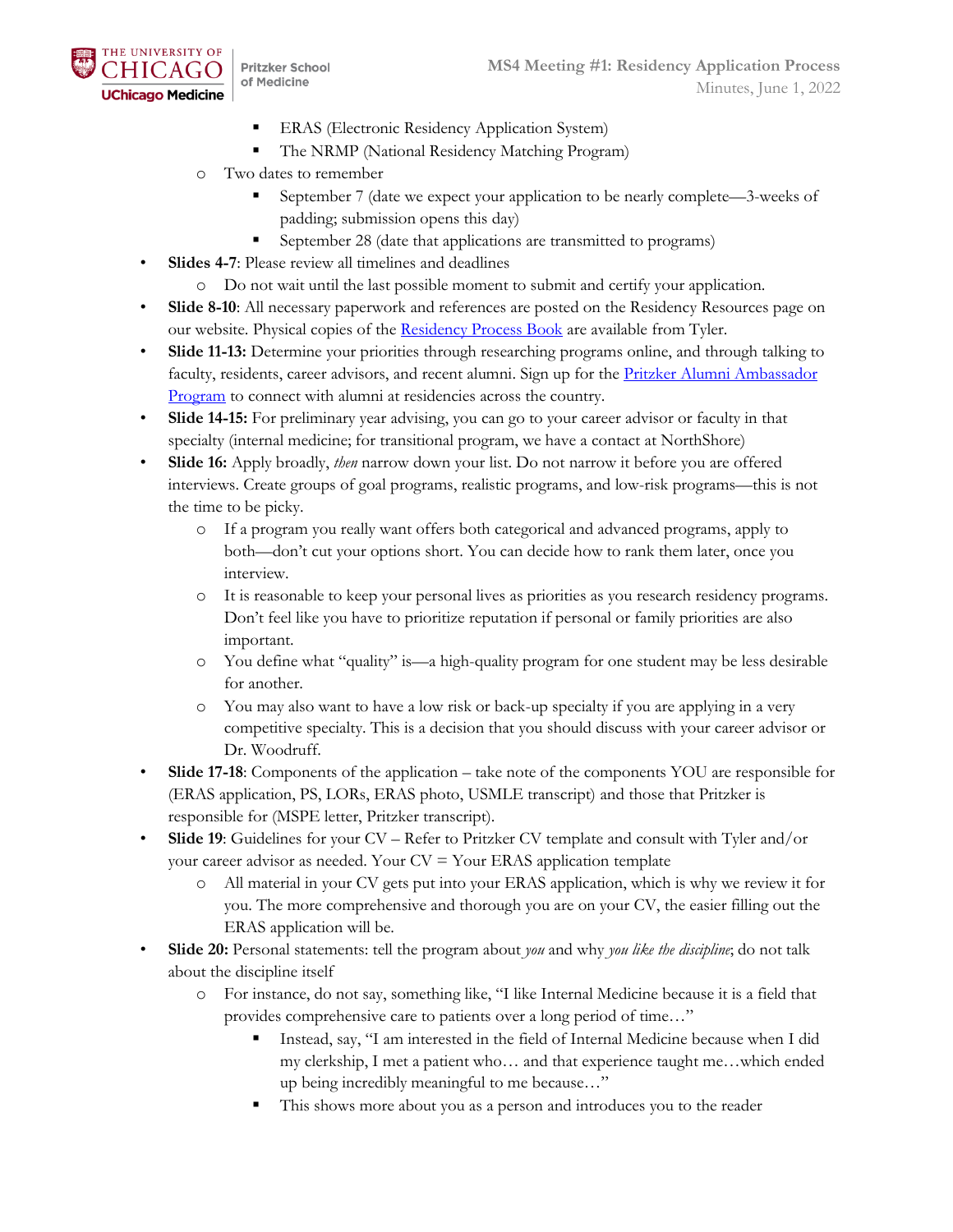- ERAS (Electronic Residency Application System)
    - The NRMP (National Residency Matching Program)
  - Two dates to remember
    - September 7 (date we expect your application to be nearly complete—3-weeks of padding; submission opens this day)
    - September 28 (date that applications are transmitted to programs)
- **Slides 4-7**: Please review all timelines and deadlines
  - Do not wait until the last possible moment to submit and certify your application.
- **Slide 8-10**: All necessary paperwork and references are posted on the Residency Resources page on our website. Physical copies of the Residency Process Book are available from Tyler.
- **Slide 11-13:** Determine your priorities through researching programs online, and through talking to faculty, residents, career advisors, and recent alumni. Sign up for the Pritzker Alumni Ambassador Program to connect with alumni at residencies across the country.
- **Slide 14-15:** For preliminary year advising, you can go to your career advisor or faculty in that specialty (internal medicine; for transitional program, we have a contact at NorthShore)
- **Slide 16:** Apply broadly, *then* narrow down your list. Do not narrow it before you are offered interviews. Create groups of goal programs, realistic programs, and low-risk programs—this is not the time to be picky.
  - If a program you really want offers both categorical and advanced programs, apply to both—don't cut your options short. You can decide how to rank them later, once you interview.
  - It is reasonable to keep your personal lives as priorities as you research residency programs. Don't feel like you have to prioritize reputation if personal or family priorities are also important.
  - You define what "quality" is—a high-quality program for one student may be less desirable for another.
  - You may also want to have a low risk or back-up specialty if you are applying in a very competitive specialty. This is a decision that you should discuss with your career advisor or Dr. Woodruff.
- **Slide 17-18**: Components of the application – take note of the components YOU are responsible for (ERAS application, PS, LORs, ERAS photo, USMLE transcript) and those that Pritzker is responsible for (MSPE letter, Pritzker transcript).
- **Slide 19**: Guidelines for your CV – Refer to Pritzker CV template and consult with Tyler and/or your career advisor as needed. Your CV = Your ERAS application template
  - All material in your CV gets put into your ERAS application, which is why we review it for you. The more comprehensive and thorough you are on your CV, the easier filling out the ERAS application will be.
- **Slide 20:** Personal statements: tell the program about *you* and why *you like the discipline*; do not talk about the discipline itself
  - For instance, do not say, something like, "I like Internal Medicine because it is a field that provides comprehensive care to patients over a long period of time…"
    - Instead, say, "I am interested in the field of Internal Medicine because when I did my clerkship, I met a patient who… and that experience taught me…which ended up being incredibly meaningful to me because…"
    - This shows more about you as a person and introduces you to the reader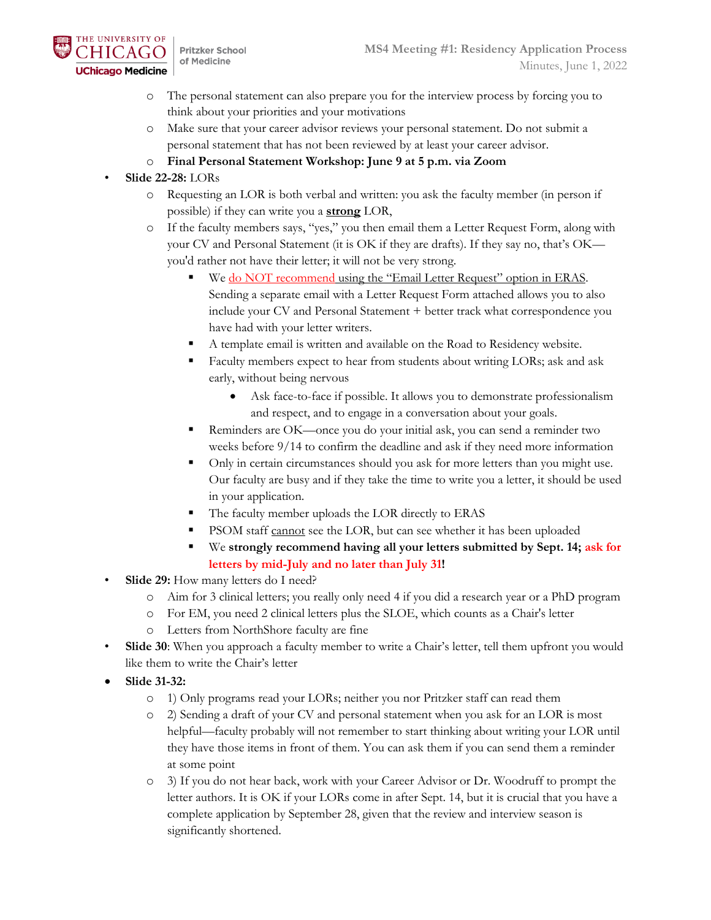- The personal statement can also prepare you for the interview process by forcing you to think about your priorities and your motivations
  - Make sure that your career advisor reviews your personal statement. Do not submit a personal statement that has not been reviewed by at least your career advisor.
  - **Final Personal Statement Workshop: June 9 at 5 p.m. via Zoom**
- **Slide 22-28:** LORs
  - Requesting an LOR is both verbal and written: you ask the faculty member (in person if possible) if they can write you a **strong** LOR,
  - If the faculty members says, "yes," you then email them a Letter Request Form, along with your CV and Personal Statement (it is OK if they are drafts). If they say no, that's OK—you'd rather not have their letter; it will not be very strong.
    - We do NOT recommend using the "Email Letter Request" option in ERAS. Sending a separate email with a Letter Request Form attached allows you to also include your CV and Personal Statement + better track what correspondence you have had with your letter writers.
    - A template email is written and available on the Road to Residency website.
    - Faculty members expect to hear from students about writing LORs; ask and ask early, without being nervous
      - Ask face-to-face if possible. It allows you to demonstrate professionalism and respect, and to engage in a conversation about your goals.
    - Reminders are OK—once you do your initial ask, you can send a reminder two weeks before 9/14 to confirm the deadline and ask if they need more information
    - Only in certain circumstances should you ask for more letters than you might use. Our faculty are busy and if they take the time to write you a letter, it should be used in your application.
    - The faculty member uploads the LOR directly to ERAS
    - PSOM staff cannot see the LOR, but can see whether it has been uploaded
    - We **strongly recommend having all your letters submitted by Sept. 14; ask for letters by mid-July and no later than July 31!**
- **Slide 29:** How many letters do I need?
  - Aim for 3 clinical letters; you really only need 4 if you did a research year or a PhD program
  - For EM, you need 2 clinical letters plus the SLOE, which counts as a Chair's letter
  - Letters from NorthShore faculty are fine
- **Slide 30**: When you approach a faculty member to write a Chair's letter, tell them upfront you would like them to write the Chair's letter
- **Slide 31-32:**
  - 1) Only programs read your LORs; neither you nor Pritzker staff can read them
  - 2) Sending a draft of your CV and personal statement when you ask for an LOR is most helpful—faculty probably will not remember to start thinking about writing your LOR until they have those items in front of them. You can ask them if you can send them a reminder at some point
  - 3) If you do not hear back, work with your Career Advisor or Dr. Woodruff to prompt the letter authors. It is OK if your LORs come in after Sept. 14, but it is crucial that you have a complete application by September 28, given that the review and interview season is significantly shortened.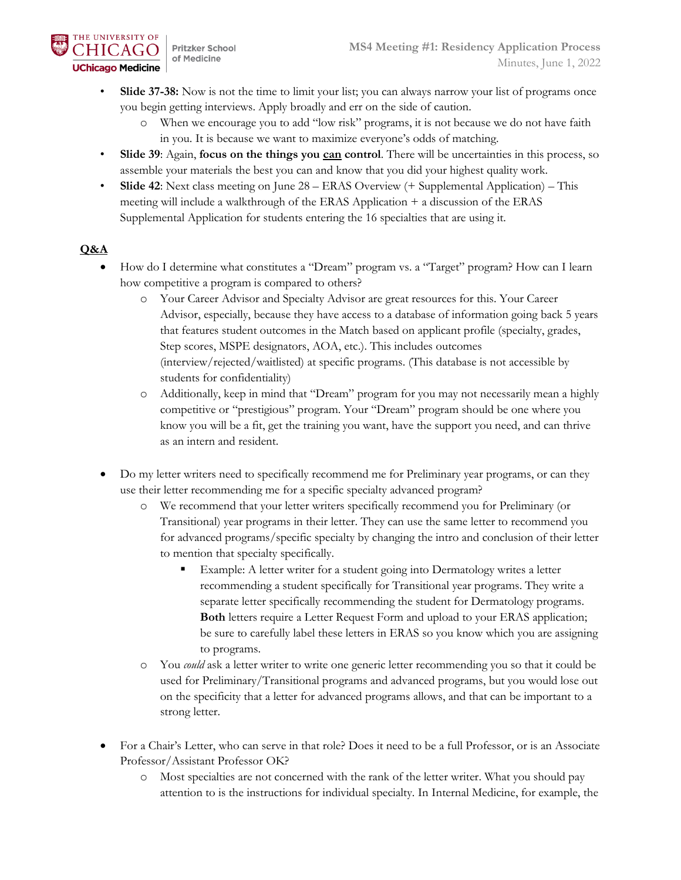- **Slide 37-38:** Now is not the time to limit your list; you can always narrow your list of programs once you begin getting interviews. Apply broadly and err on the side of caution.
  - When we encourage you to add "low risk" programs, it is not because we do not have faith in you. It is because we want to maximize everyone's odds of matching.
- **Slide 39**: Again, **focus on the things you <u>can</u> control**. There will be uncertainties in this process, so assemble your materials the best you can and know that you did your highest quality work.
- **Slide 42**: Next class meeting on June 28 – ERAS Overview (+ Supplemental Application) – This meeting will include a walkthrough of the ERAS Application + a discussion of the ERAS Supplemental Application for students entering the 16 specialties that are using it.

## <u>**Q&A**</u>

- How do I determine what constitutes a "Dream" program vs. a "Target" program? How can I learn how competitive a program is compared to others?
  - Your Career Advisor and Specialty Advisor are great resources for this. Your Career Advisor, especially, because they have access to a database of information going back 5 years that features student outcomes in the Match based on applicant profile (specialty, grades, Step scores, MSPE designators, AOA, etc.). This includes outcomes (interview/rejected/waitlisted) at specific programs. (This database is not accessible by students for confidentiality)
  - Additionally, keep in mind that "Dream" program for you may not necessarily mean a highly competitive or "prestigious" program. Your "Dream" program should be one where you know you will be a fit, get the training you want, have the support you need, and can thrive as an intern and resident.

- Do my letter writers need to specifically recommend me for Preliminary year programs, or can they use their letter recommending me for a specific specialty advanced program?
  - We recommend that your letter writers specifically recommend you for Preliminary (or Transitional) year programs in their letter. They can use the same letter to recommend you for advanced programs/specific specialty by changing the intro and conclusion of their letter to mention that specialty specifically.
    - Example: A letter writer for a student going into Dermatology writes a letter recommending a student specifically for Transitional year programs. They write a separate letter specifically recommending the student for Dermatology programs. **Both** letters require a Letter Request Form and upload to your ERAS application; be sure to carefully label these letters in ERAS so you know which you are assigning to programs.
  - You *could* ask a letter writer to write one generic letter recommending you so that it could be used for Preliminary/Transitional programs and advanced programs, but you would lose out on the specificity that a letter for advanced programs allows, and that can be important to a strong letter.

- For a Chair's Letter, who can serve in that role? Does it need to be a full Professor, or is an Associate Professor/Assistant Professor OK?
  - Most specialties are not concerned with the rank of the letter writer. What you should pay attention to is the instructions for individual specialty. In Internal Medicine, for example, the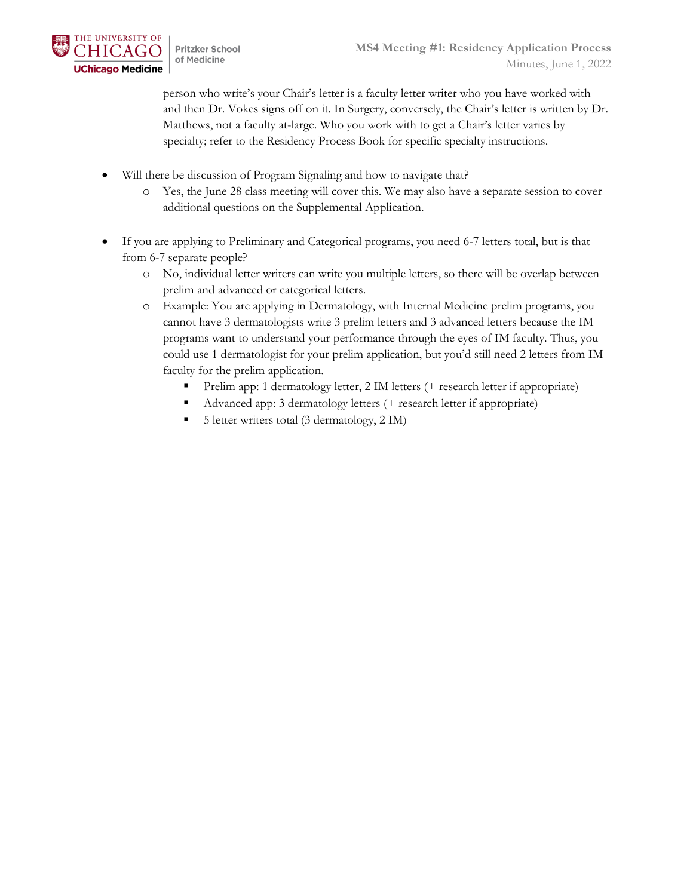person who write's your Chair's letter is a faculty letter writer who you have worked with and then Dr. Vokes signs off on it. In Surgery, conversely, the Chair's letter is written by Dr. Matthews, not a faculty at-large. Who you work with to get a Chair's letter varies by specialty; refer to the Residency Process Book for specific specialty instructions.

- Will there be discussion of Program Signaling and how to navigate that?
  - Yes, the June 28 class meeting will cover this. We may also have a separate session to cover additional questions on the Supplemental Application.

- If you are applying to Preliminary and Categorical programs, you need 6-7 letters total, but is that from 6-7 separate people?
  - No, individual letter writers can write you multiple letters, so there will be overlap between prelim and advanced or categorical letters.
  - Example: You are applying in Dermatology, with Internal Medicine prelim programs, you cannot have 3 dermatologists write 3 prelim letters and 3 advanced letters because the IM programs want to understand your performance through the eyes of IM faculty. Thus, you could use 1 dermatologist for your prelim application, but you'd still need 2 letters from IM faculty for the prelim application.
    - Prelim app: 1 dermatology letter, 2 IM letters (+ research letter if appropriate)
    - Advanced app: 3 dermatology letters (+ research letter if appropriate)
    - 5 letter writers total (3 dermatology, 2 IM)